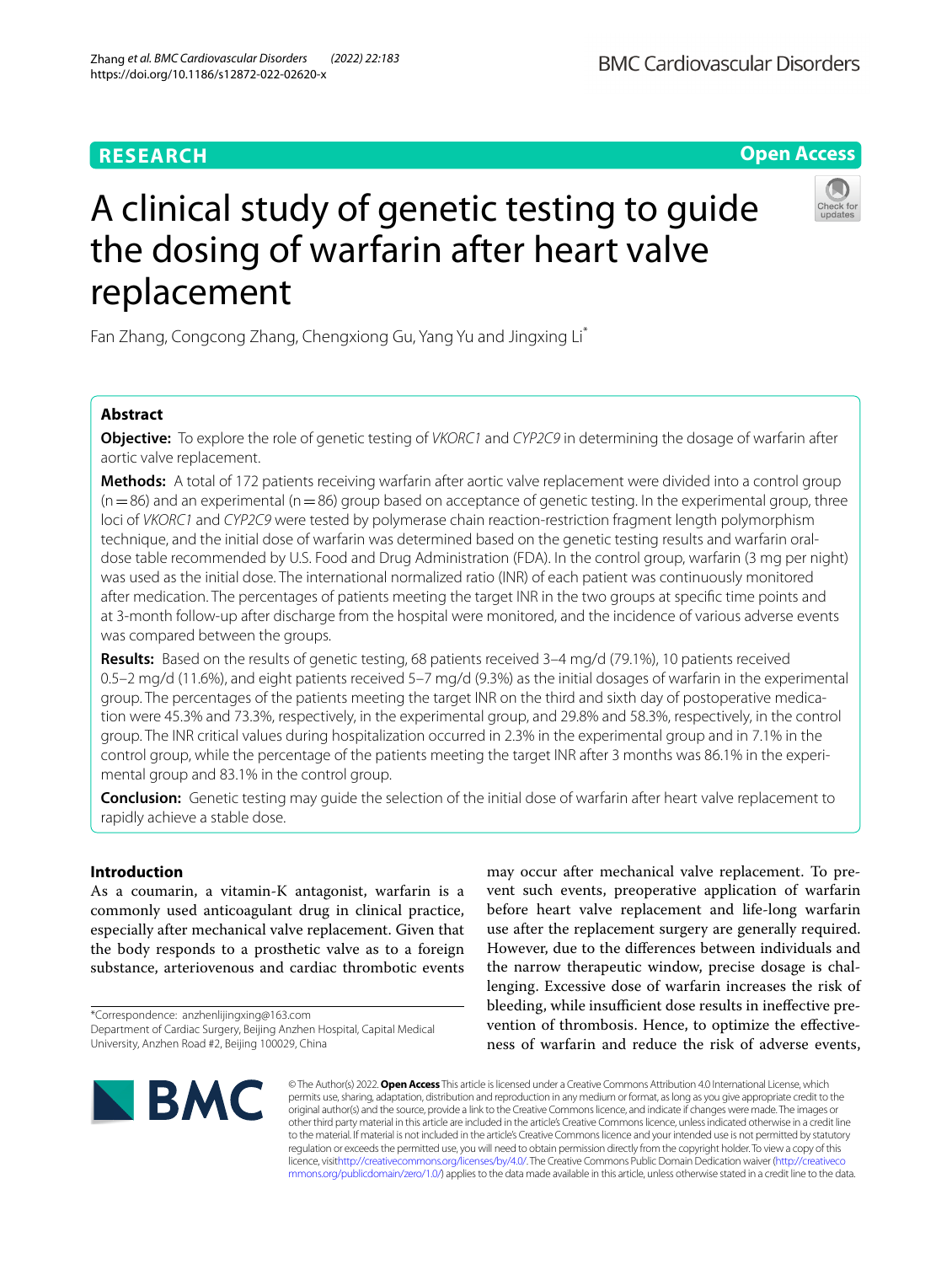RESEARCH

Open Access

# A clinical study of genetic testing to guide the dosing of warfarin after heart valve replacement

Fan Zhang, Congcong Zhang, Chengxiong Gu, Yang Yu and Jingxing Li*

## Abstract

**Objective:** To explore the role of genetic testing of *VKORC1* and *CYP2C9* in determining the dosage of warfarin after aortic valve replacement.

**Methods:** A total of 172 patients receiving warfarin after aortic valve replacement were divided into a control group (n = 86) and an experimental (n = 86) group based on acceptance of genetic testing. In the experimental group, three loci of *VKORC1* and *CYP2C9* were tested by polymerase chain reaction-restriction fragment length polymorphism technique, and the initial dose of warfarin was determined based on the genetic testing results and warfarin oral-dose table recommended by U.S. Food and Drug Administration (FDA). In the control group, warfarin (3 mg per night) was used as the initial dose. The international normalized ratio (INR) of each patient was continuously monitored after medication. The percentages of patients meeting the target INR in the two groups at specific time points and at 3-month follow-up after discharge from the hospital were monitored, and the incidence of various adverse events was compared between the groups.

**Results:** Based on the results of genetic testing, 68 patients received 3–4 mg/d (79.1%), 10 patients received 0.5–2 mg/d (11.6%), and eight patients received 5–7 mg/d (9.3%) as the initial dosages of warfarin in the experimental group. The percentages of the patients meeting the target INR on the third and sixth day of postoperative medication were 45.3% and 73.3%, respectively, in the experimental group, and 29.8% and 58.3%, respectively, in the control group. The INR critical values during hospitalization occurred in 2.3% in the experimental group and in 7.1% in the control group, while the percentage of the patients meeting the target INR after 3 months was 86.1% in the experimental group and 83.1% in the control group.

**Conclusion:** Genetic testing may guide the selection of the initial dose of warfarin after heart valve replacement to rapidly achieve a stable dose.

## Introduction

As a coumarin, a vitamin-K antagonist, warfarin is a commonly used anticoagulant drug in clinical practice, especially after mechanical valve replacement. Given that the body responds to a prosthetic valve as to a foreign substance, arteriovenous and cardiac thrombotic events may occur after mechanical valve replacement. To prevent such events, preoperative application of warfarin before heart valve replacement and life-long warfarin use after the replacement surgery are generally required. However, due to the differences between individuals and the narrow therapeutic window, precise dosage is challenging. Excessive dose of warfarin increases the risk of bleeding, while insufficient dose results in ineffective prevention of thrombosis. Hence, to optimize the effectiveness of warfarin and reduce the risk of adverse events,

*Correspondence: anzhenlijingxing@163.com
Department of Cardiac Surgery, Beijing Anzhen Hospital, Capital Medical University, Anzhen Road #2, Beijing 100029, China

© The Author(s) 2022. **Open Access** This article is licensed under a Creative Commons Attribution 4.0 International License, which permits use, sharing, adaptation, distribution and reproduction in any medium or format, as long as you give appropriate credit to the original author(s) and the source, provide a link to the Creative Commons licence, and indicate if changes were made. The images or other third party material in this article are included in the article's Creative Commons licence, unless indicated otherwise in a credit line to the material. If material is not included in the article's Creative Commons licence and your intended use is not permitted by statutory regulation or exceeds the permitted use, you will need to obtain permission directly from the copyright holder. To view a copy of this licence, visit http://creativecommons.org/licenses/by/4.0/. The Creative Commons Public Domain Dedication waiver (http://creativecommons.org/publicdomain/zero/1.0/) applies to the data made available in this article, unless otherwise stated in a credit line to the data.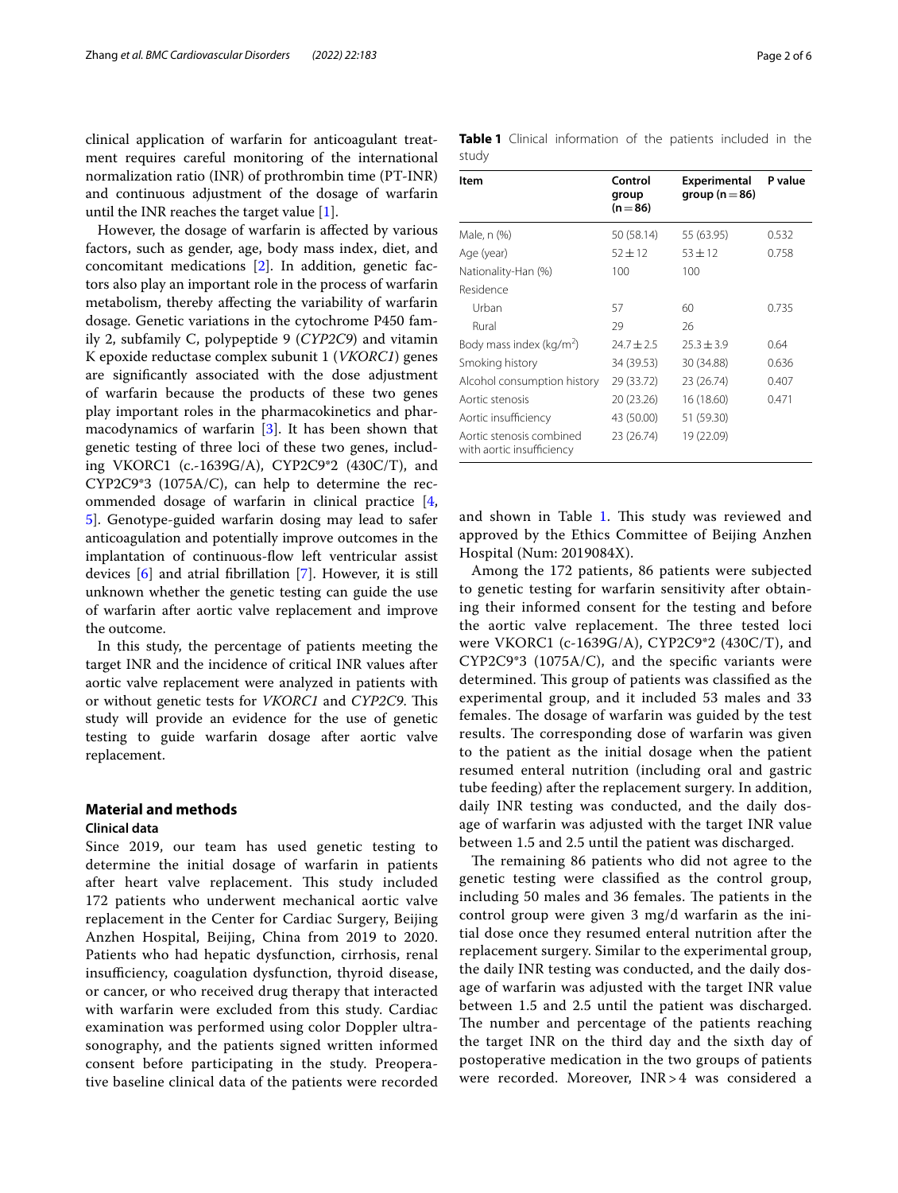clinical application of warfarin for anticoagulant treatment requires careful monitoring of the international normalization ratio (INR) of prothrombin time (PT-INR) and continuous adjustment of the dosage of warfarin until the INR reaches the target value [1].

However, the dosage of warfarin is affected by various factors, such as gender, age, body mass index, diet, and concomitant medications [2]. In addition, genetic factors also play an important role in the process of warfarin metabolism, thereby affecting the variability of warfarin dosage. Genetic variations in the cytochrome P450 family 2, subfamily C, polypeptide 9 (*CYP2C9*) and vitamin K epoxide reductase complex subunit 1 (*VKORC1*) genes are significantly associated with the dose adjustment of warfarin because the products of these two genes play important roles in the pharmacokinetics and pharmacodynamics of warfarin [3]. It has been shown that genetic testing of three loci of these two genes, including VKORC1 (c.-1639G/A), CYP2C9*2 (430C/T), and CYP2C9*3 (1075A/C), can help to determine the recommended dosage of warfarin in clinical practice [4, 5]. Genotype-guided warfarin dosing may lead to safer anticoagulation and potentially improve outcomes in the implantation of continuous-flow left ventricular assist devices [6] and atrial fibrillation [7]. However, it is still unknown whether the genetic testing can guide the use of warfarin after aortic valve replacement and improve the outcome.

In this study, the percentage of patients meeting the target INR and the incidence of critical INR values after aortic valve replacement were analyzed in patients with or without genetic tests for *VKORC1* and *CYP2C9*. This study will provide an evidence for the use of genetic testing to guide warfarin dosage after aortic valve replacement.

## Material and methods

### Clinical data

Since 2019, our team has used genetic testing to determine the initial dosage of warfarin in patients after heart valve replacement. This study included 172 patients who underwent mechanical aortic valve replacement in the Center for Cardiac Surgery, Beijing Anzhen Hospital, Beijing, China from 2019 to 2020. Patients who had hepatic dysfunction, cirrhosis, renal insufficiency, coagulation dysfunction, thyroid disease, or cancer, or who received drug therapy that interacted with warfarin were excluded from this study. Cardiac examination was performed using color Doppler ultrasonography, and the patients signed written informed consent before participating in the study. Preoperative baseline clinical data of the patients were recorded and shown in Table 1. This study was reviewed and approved by the Ethics Committee of Beijing Anzhen Hospital (Num: 2019084X).

**Table 1** Clinical information of the patients included in the study

| Item | Control group (n = 86) | Experimental group (n = 86) | P value |
|---|---|---|---|
| Male, n (%) | 50 (58.14) | 55 (63.95) | 0.532 |
| Age (year) | 52 ± 12 | 53 ± 12 | 0.758 |
| Nationality-Han (%) | 100 | 100 | |
| Residence | | | |
| Urban | 57 | 60 | 0.735 |
| Rural | 29 | 26 | |
| Body mass index (kg/m$^2$) | 24.7 ± 2.5 | 25.3 ± 3.9 | 0.64 |
| Smoking history | 34 (39.53) | 30 (34.88) | 0.636 |
| Alcohol consumption history | 29 (33.72) | 23 (26.74) | 0.407 |
| Aortic stenosis | 20 (23.26) | 16 (18.60) | 0.471 |
| Aortic insufficiency | 43 (50.00) | 51 (59.30) | |
| Aortic stenosis combined with aortic insufficiency | 23 (26.74) | 19 (22.09) | |

Among the 172 patients, 86 patients were subjected to genetic testing for warfarin sensitivity after obtaining their informed consent for the testing and before the aortic valve replacement. The three tested loci were VKORC1 (c-1639G/A), CYP2C9*2 (430C/T), and CYP2C9*3 (1075A/C), and the specific variants were determined. This group of patients was classified as the experimental group, and it included 53 males and 33 females. The dosage of warfarin was guided by the test results. The corresponding dose of warfarin was given to the patient as the initial dosage when the patient resumed enteral nutrition (including oral and gastric tube feeding) after the replacement surgery. In addition, daily INR testing was conducted, and the daily dosage of warfarin was adjusted with the target INR value between 1.5 and 2.5 until the patient was discharged.

The remaining 86 patients who did not agree to the genetic testing were classified as the control group, including 50 males and 36 females. The patients in the control group were given 3 mg/d warfarin as the initial dose once they resumed enteral nutrition after the replacement surgery. Similar to the experimental group, the daily INR testing was conducted, and the daily dosage of warfarin was adjusted with the target INR value between 1.5 and 2.5 until the patient was discharged. The number and percentage of the patients reaching the target INR on the third day and the sixth day of postoperative medication in the two groups of patients were recorded. Moreover, INR > 4 was considered a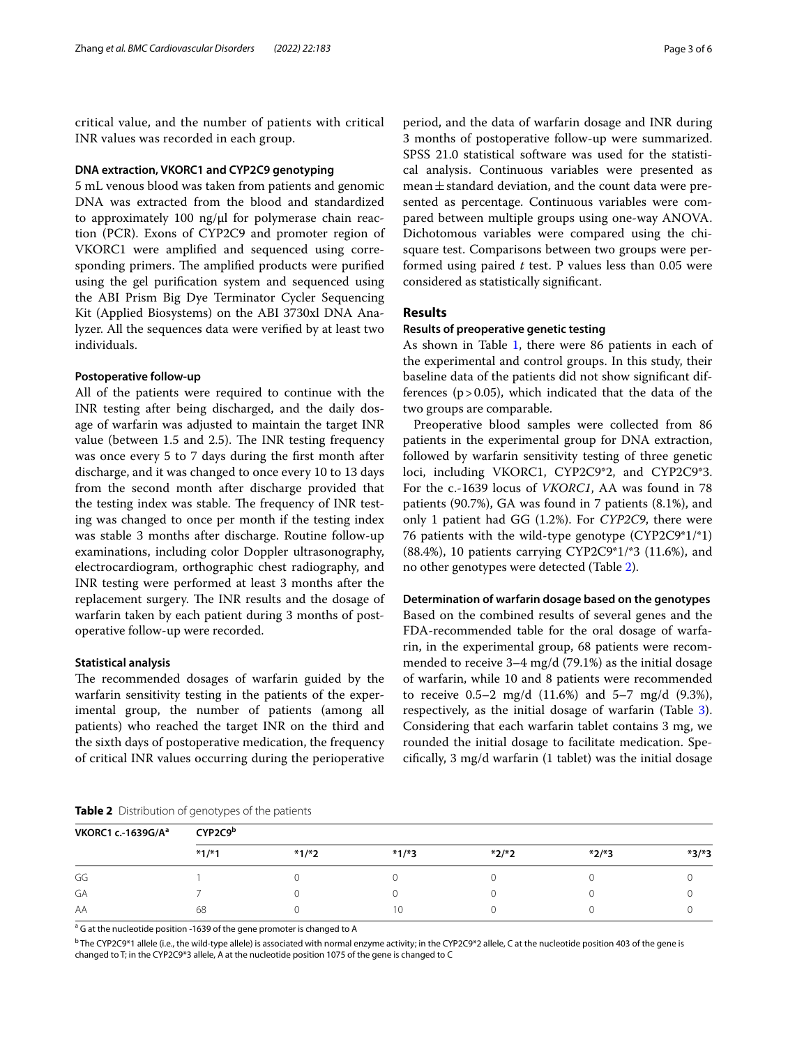critical value, and the number of patients with critical INR values was recorded in each group.

### DNA extraction, VKORC1 and CYP2C9 genotyping

5 mL venous blood was taken from patients and genomic DNA was extracted from the blood and standardized to approximately 100 ng/μl for polymerase chain reaction (PCR). Exons of CYP2C9 and promoter region of VKORC1 were amplified and sequenced using corresponding primers. The amplified products were purified using the gel purification system and sequenced using the ABI Prism Big Dye Terminator Cycler Sequencing Kit (Applied Biosystems) on the ABI 3730xl DNA Analyzer. All the sequences data were verified by at least two individuals.

### Postoperative follow-up

All of the patients were required to continue with the INR testing after being discharged, and the daily dosage of warfarin was adjusted to maintain the target INR value (between 1.5 and 2.5). The INR testing frequency was once every 5 to 7 days during the first month after discharge, and it was changed to once every 10 to 13 days from the second month after discharge provided that the testing index was stable. The frequency of INR testing was changed to once per month if the testing index was stable 3 months after discharge. Routine follow-up examinations, including color Doppler ultrasonography, electrocardiogram, orthographic chest radiography, and INR testing were performed at least 3 months after the replacement surgery. The INR results and the dosage of warfarin taken by each patient during 3 months of postoperative follow-up were recorded.

### Statistical analysis

The recommended dosages of warfarin guided by the warfarin sensitivity testing in the patients of the experimental group, the number of patients (among all patients) who reached the target INR on the third and the sixth days of postoperative medication, the frequency of critical INR values occurring during the perioperative period, and the data of warfarin dosage and INR during 3 months of postoperative follow-up were summarized. SPSS 21.0 statistical software was used for the statistical analysis. Continuous variables were presented as mean ± standard deviation, and the count data were presented as percentage. Continuous variables were compared between multiple groups using one-way ANOVA. Dichotomous variables were compared using the chi-square test. Comparisons between two groups were performed using paired *t* test. P values less than 0.05 were considered as statistically significant.

## Results

### Results of preoperative genetic testing

As shown in Table 1, there were 86 patients in each of the experimental and control groups. In this study, their baseline data of the patients did not show significant differences ($p > 0.05$), which indicated that the data of the two groups are comparable.

Preoperative blood samples were collected from 86 patients in the experimental group for DNA extraction, followed by warfarin sensitivity testing of three genetic loci, including VKORC1, CYP2C9*2, and CYP2C9*3. For the c.-1639 locus of *VKORC1*, AA was found in 78 patients (90.7%), GA was found in 7 patients (8.1%), and only 1 patient had GG (1.2%). For *CYP2C9*, there were 76 patients with the wild-type genotype (CYP2C9*1/*1) (88.4%), 10 patients carrying CYP2C9*1/*3 (11.6%), and no other genotypes were detected (Table 2).

### Determination of warfarin dosage based on the genotypes

Based on the combined results of several genes and the FDA-recommended table for the oral dosage of warfarin, in the experimental group, 68 patients were recommended to receive 3–4 mg/d (79.1%) as the initial dosage of warfarin, while 10 and 8 patients were recommended to receive 0.5–2 mg/d (11.6%) and 5–7 mg/d (9.3%), respectively, as the initial dosage of warfarin (Table 3). Considering that each warfarin tablet contains 3 mg, we rounded the initial dosage to facilitate medication. Specifically, 3 mg/d warfarin (1 tablet) was the initial dosage

**Table 2** Distribution of genotypes of the patients

| VKORC1 c.-1639G/A[a] | CYP2C9[b] | | | | | |
|---|---|---|---|---|---|---|
| | *1/*1 | *1/*2 | *1/*3 | *2/*2 | *2/*3 | *3/*3 |
| GG | 1 | 0 | 0 | 0 | 0 | 0 |
| GA | 7 | 0 | 0 | 0 | 0 | 0 |
| AA | 68 | 0 | 10 | 0 | 0 | 0 |

[a] G at the nucleotide position -1639 of the gene promoter is changed to A

[b] The CYP2C9*1 allele (i.e., the wild-type allele) is associated with normal enzyme activity; in the CYP2C9*2 allele, C at the nucleotide position 403 of the gene is changed to T; in the CYP2C9*3 allele, A at the nucleotide position 1075 of the gene is changed to C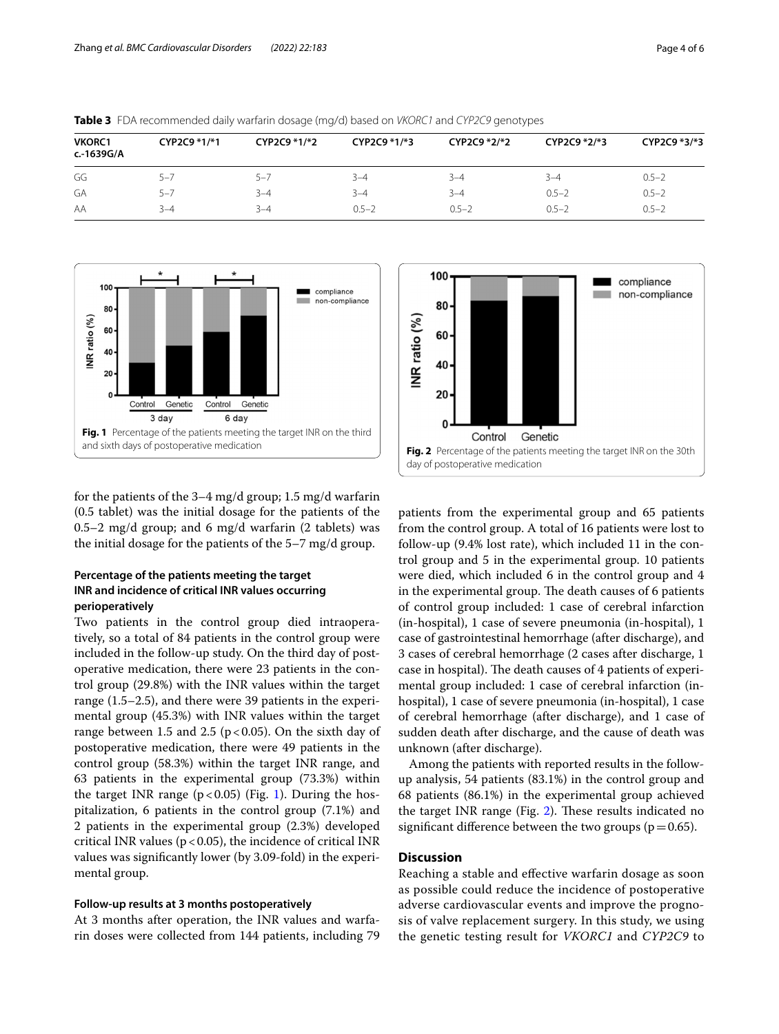**Table 3** FDA recommended daily warfarin dosage (mg/d) based on *VKORC1* and *CYP2C9* genotypes

| VKORC1 c.-1639G/A | CYP2C9 *1/*1 | CYP2C9 *1/*2 | CYP2C9 *1/*3 | CYP2C9 *2/*2 | CYP2C9 *2/*3 | CYP2C9 *3/*3 |
|---|---|---|---|---|---|---|
| GG | 5–7 | 5–7 | 3–4 | 3–4 | 3–4 | 0.5–2 |
| GA | 5–7 | 3–4 | 3–4 | 3–4 | 0.5–2 | 0.5–2 |
| AA | 3–4 | 3–4 | 0.5–2 | 0.5–2 | 0.5–2 | 0.5–2 |

**Fig. 1** Percentage of the patients meeting the target INR on the third and sixth days of postoperative medication

**Fig. 2** Percentage of the patients meeting the target INR on the 30th day of postoperative medication

for the patients of the 3–4 mg/d group; 1.5 mg/d warfarin (0.5 tablet) was the initial dosage for the patients of the 0.5–2 mg/d group; and 6 mg/d warfarin (2 tablets) was the initial dosage for the patients of the 5–7 mg/d group.

### Percentage of the patients meeting the target INR and incidence of critical INR values occurring perioperatively

Two patients in the control group died intraoperatively, so a total of 84 patients in the control group were included in the follow-up study. On the third day of postoperative medication, there were 23 patients in the control group (29.8%) with the INR values within the target range (1.5–2.5), and there were 39 patients in the experimental group (45.3%) with INR values within the target range between 1.5 and 2.5 ($p < 0.05$). On the sixth day of postoperative medication, there were 49 patients in the control group (58.3%) within the target INR range, and 63 patients in the experimental group (73.3%) within the target INR range ($p < 0.05$) (Fig. 1). During the hospitalization, 6 patients in the control group (7.1%) and 2 patients in the experimental group (2.3%) developed critical INR values ($p < 0.05$), the incidence of critical INR values was significantly lower (by 3.09-fold) in the experimental group.

### Follow-up results at 3 months postoperatively

At 3 months after operation, the INR values and warfarin doses were collected from 144 patients, including 79 patients from the experimental group and 65 patients from the control group. A total of 16 patients were lost to follow-up (9.4% lost rate), which included 11 in the control group and 5 in the experimental group. 10 patients were died, which included 6 in the control group and 4 in the experimental group. The death causes of 6 patients of control group included: 1 case of cerebral infarction (in-hospital), 1 case of severe pneumonia (in-hospital), 1 case of gastrointestinal hemorrhage (after discharge), and 3 cases of cerebral hemorrhage (2 cases after discharge, 1 case in hospital). The death causes of 4 patients of experimental group included: 1 case of cerebral infarction (in-hospital), 1 case of severe pneumonia (in-hospital), 1 case of cerebral hemorrhage (after discharge), and 1 case of sudden death after discharge, and the cause of death was unknown (after discharge).

Among the patients with reported results in the follow-up analysis, 54 patients (83.1%) in the control group and 68 patients (86.1%) in the experimental group achieved the target INR range (Fig. 2). These results indicated no significant difference between the two groups ($p = 0.65$).

## Discussion

Reaching a stable and effective warfarin dosage as soon as possible could reduce the incidence of postoperative adverse cardiovascular events and improve the prognosis of valve replacement surgery. In this study, we using the genetic testing result for *VKORC1* and *CYP2C9* to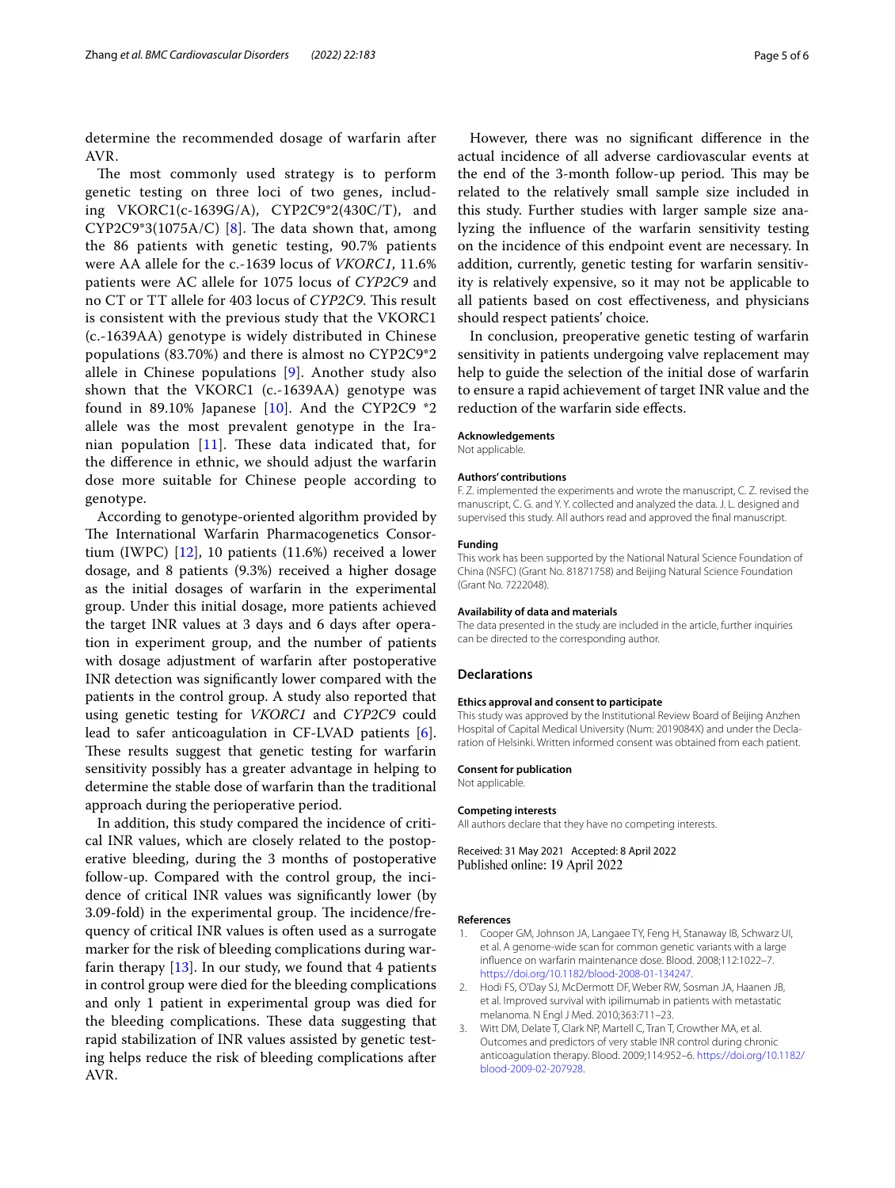determine the recommended dosage of warfarin after AVR.

The most commonly used strategy is to perform genetic testing on three loci of two genes, including VKORC1(c-1639G/A), CYP2C9*2(430C/T), and CYP2C9*3(1075A/C) [8]. The data shown that, among the 86 patients with genetic testing, 90.7% patients were AA allele for the c.-1639 locus of *VKORC1*, 11.6% patients were AC allele for 1075 locus of *CYP2C9* and no CT or TT allele for 403 locus of *CYP2C9*. This result is consistent with the previous study that the VKORC1 (c.-1639AA) genotype is widely distributed in Chinese populations (83.70%) and there is almost no CYP2C9*2 allele in Chinese populations [9]. Another study also shown that the VKORC1 (c.-1639AA) genotype was found in 89.10% Japanese [10]. And the CYP2C9 *2 allele was the most prevalent genotype in the Iranian population [11]. These data indicated that, for the difference in ethnic, we should adjust the warfarin dose more suitable for Chinese people according to genotype.

According to genotype-oriented algorithm provided by The International Warfarin Pharmacogenetics Consortium (IWPC) [12], 10 patients (11.6%) received a lower dosage, and 8 patients (9.3%) received a higher dosage as the initial dosages of warfarin in the experimental group. Under this initial dosage, more patients achieved the target INR values at 3 days and 6 days after operation in experiment group, and the number of patients with dosage adjustment of warfarin after postoperative INR detection was significantly lower compared with the patients in the control group. A study also reported that using genetic testing for *VKORC1* and *CYP2C9* could lead to safer anticoagulation in CF-LVAD patients [6]. These results suggest that genetic testing for warfarin sensitivity possibly has a greater advantage in helping to determine the stable dose of warfarin than the traditional approach during the perioperative period.

In addition, this study compared the incidence of critical INR values, which are closely related to the postoperative bleeding, during the 3 months of postoperative follow-up. Compared with the control group, the incidence of critical INR values was significantly lower (by 3.09-fold) in the experimental group. The incidence/frequency of critical INR values is often used as a surrogate marker for the risk of bleeding complications during warfarin therapy [13]. In our study, we found that 4 patients in control group were died for the bleeding complications and only 1 patient in experimental group was died for the bleeding complications. These data suggesting that rapid stabilization of INR values assisted by genetic testing helps reduce the risk of bleeding complications after AVR.

However, there was no significant difference in the actual incidence of all adverse cardiovascular events at the end of the 3-month follow-up period. This may be related to the relatively small sample size included in this study. Further studies with larger sample size analyzing the influence of the warfarin sensitivity testing on the incidence of this endpoint event are necessary. In addition, currently, genetic testing for warfarin sensitivity is relatively expensive, so it may not be applicable to all patients based on cost effectiveness, and physicians should respect patients' choice.

In conclusion, preoperative genetic testing of warfarin sensitivity in patients undergoing valve replacement may help to guide the selection of the initial dose of warfarin to ensure a rapid achievement of target INR value and the reduction of the warfarin side effects.

#### Acknowledgements
Not applicable.

#### Authors' contributions
F. Z. implemented the experiments and wrote the manuscript, C. Z. revised the manuscript, C. G. and Y. Y. collected and analyzed the data. J. L. designed and supervised this study. All authors read and approved the final manuscript.

#### Funding
This work has been supported by the National Natural Science Foundation of China (NSFC) (Grant No. 81871758) and Beijing Natural Science Foundation (Grant No. 7222048).

#### Availability of data and materials
The data presented in the study are included in the article, further inquiries can be directed to the corresponding author.

## Declarations

#### Ethics approval and consent to participate
This study was approved by the Institutional Review Board of Beijing Anzhen Hospital of Capital Medical University (Num: 2019084X) and under the Declaration of Helsinki. Written informed consent was obtained from each patient.

#### Consent for publication
Not applicable.

#### Competing interests
All authors declare that they have no competing interests.

Received: 31 May 2021 Accepted: 8 April 2022
Published online: 19 April 2022

#### References
1. Cooper GM, Johnson JA, Langaee TY, Feng H, Stanaway IB, Schwarz UI, et al. A genome-wide scan for common genetic variants with a large influence on warfarin maintenance dose. Blood. 2008;112:1022–7. https://doi.org/10.1182/blood-2008-01-134247.
2. Hodi FS, O'Day SJ, McDermott DF, Weber RW, Sosman JA, Haanen JB, et al. Improved survival with ipilimumab in patients with metastatic melanoma. N Engl J Med. 2010;363:711–23.
3. Witt DM, Delate T, Clark NP, Martell C, Tran T, Crowther MA, et al. Outcomes and predictors of very stable INR control during chronic anticoagulation therapy. Blood. 2009;114:952–6. https://doi.org/10.1182/blood-2009-02-207928.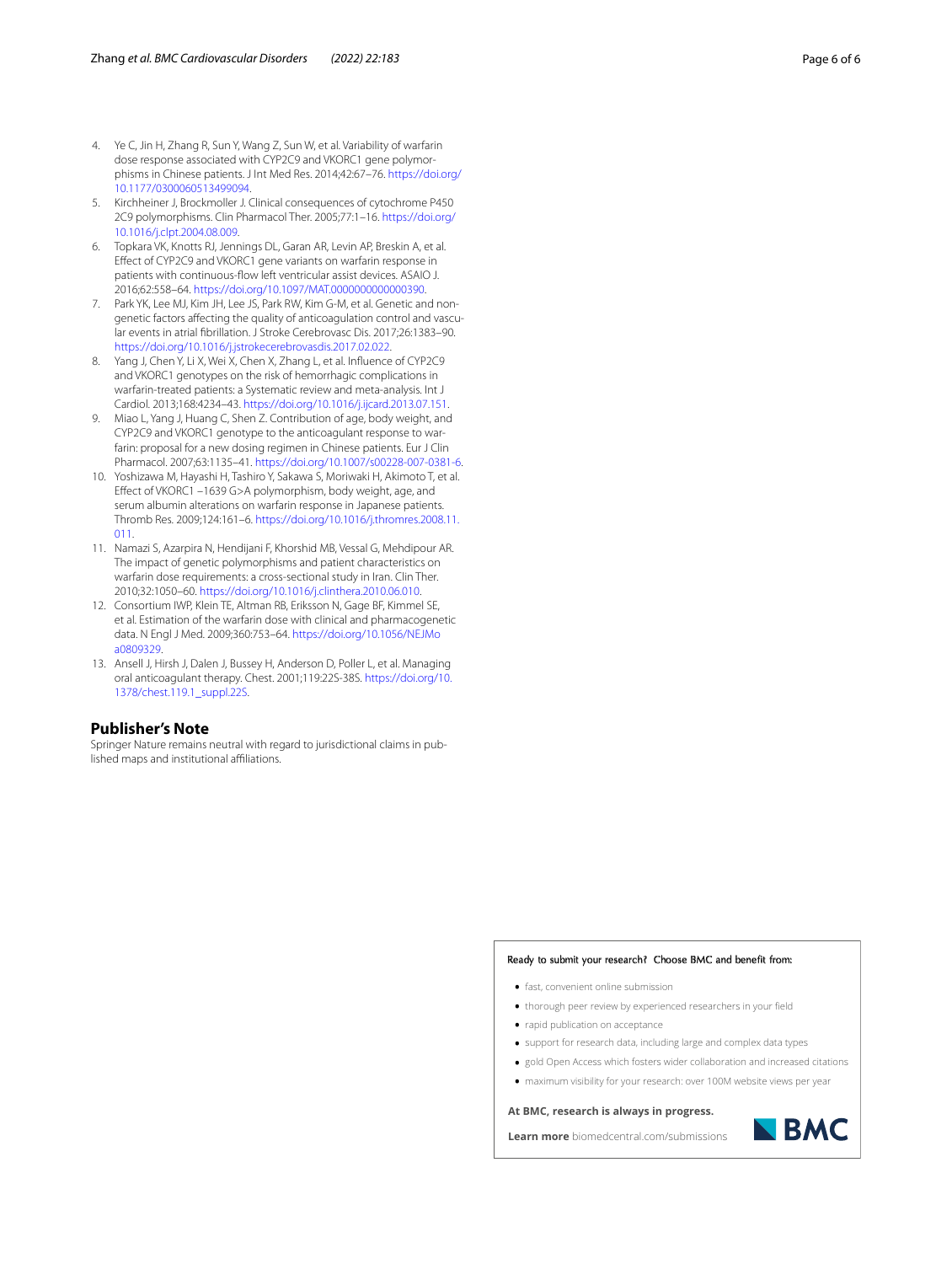4. Ye C, Jin H, Zhang R, Sun Y, Wang Z, Sun W, et al. Variability of warfarin dose response associated with CYP2C9 and VKORC1 gene polymorphisms in Chinese patients. J Int Med Res. 2014;42:67–76. https://doi.org/10.1177/0300060513499094.
5. Kirchheiner J, Brockmoller J. Clinical consequences of cytochrome P450 2C9 polymorphisms. Clin Pharmacol Ther. 2005;77:1–16. https://doi.org/10.1016/j.clpt.2004.08.009.
6. Topkara VK, Knotts RJ, Jennings DL, Garan AR, Levin AP, Breskin A, et al. Effect of CYP2C9 and VKORC1 gene variants on warfarin response in patients with continuous-flow left ventricular assist devices. ASAIO J. 2016;62:558–64. https://doi.org/10.1097/MAT.0000000000000390.
7. Park YK, Lee MJ, Kim JH, Lee JS, Park RW, Kim G-M, et al. Genetic and non-genetic factors affecting the quality of anticoagulation control and vascular events in atrial fibrillation. J Stroke Cerebrovasc Dis. 2017;26:1383–90. https://doi.org/10.1016/j.jstrokecerebrovasdis.2017.02.022.
8. Yang J, Chen Y, Li X, Wei X, Chen X, Zhang L, et al. Influence of CYP2C9 and VKORC1 genotypes on the risk of hemorrhagic complications in warfarin-treated patients: a Systematic review and meta-analysis. Int J Cardiol. 2013;168:4234–43. https://doi.org/10.1016/j.ijcard.2013.07.151.
9. Miao L, Yang J, Huang C, Shen Z. Contribution of age, body weight, and CYP2C9 and VKORC1 genotype to the anticoagulant response to warfarin: proposal for a new dosing regimen in Chinese patients. Eur J Clin Pharmacol. 2007;63:1135–41. https://doi.org/10.1007/s00228-007-0381-6.
10. Yoshizawa M, Hayashi H, Tashiro Y, Sakawa S, Moriwaki H, Akimoto T, et al. Effect of VKORC1 −1639 G>A polymorphism, body weight, age, and serum albumin alterations on warfarin response in Japanese patients. Thromb Res. 2009;124:161–6. https://doi.org/10.1016/j.thromres.2008.11.011.
11. Namazi S, Azarpira N, Hendijani F, Khorshid MB, Vessal G, Mehdipour AR. The impact of genetic polymorphisms and patient characteristics on warfarin dose requirements: a cross-sectional study in Iran. Clin Ther. 2010;32:1050–60. https://doi.org/10.1016/j.clinthera.2010.06.010.
12. Consortium IWP, Klein TE, Altman RB, Eriksson N, Gage BF, Kimmel SE, et al. Estimation of the warfarin dose with clinical and pharmacogenetic data. N Engl J Med. 2009;360:753–64. https://doi.org/10.1056/NEJMoa0809329.
13. Ansell J, Hirsh J, Dalen J, Bussey H, Anderson D, Poller L, et al. Managing oral anticoagulant therapy. Chest. 2001;119:22S-38S. https://doi.org/10.1378/chest.119.1_suppl.22S.

## Publisher's Note

Springer Nature remains neutral with regard to jurisdictional claims in published maps and institutional affiliations.

Ready to submit your research? Choose BMC and benefit from:

- fast, convenient online submission
- thorough peer review by experienced researchers in your field
- rapid publication on acceptance
- support for research data, including large and complex data types
- gold Open Access which fosters wider collaboration and increased citations
- maximum visibility for your research: over 100M website views per year

**At BMC, research is always in progress.**

**Learn more** biomedcentral.com/submissions